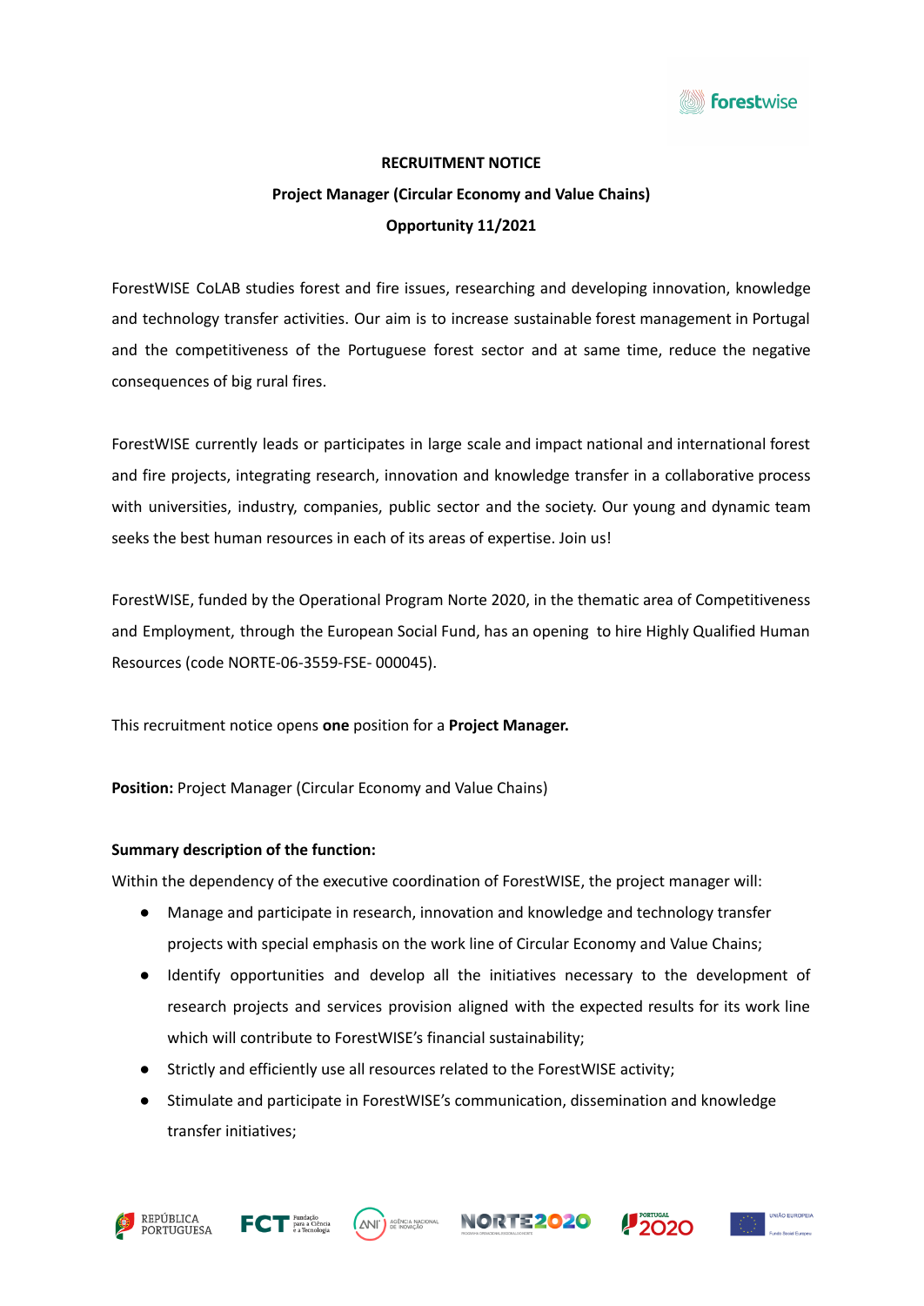# RECRUITMENT NOTICE

## Project Manager (Circular Economy and Value Chains)

## Opportunity 11/2021

ForestWISE CoLAB studies forest and fire issues, researching and developing innovation, knowledge and technology transfer activities. Our aim is to increase sustainable forest management in Portugal and the competitiveness of the Portuguese forest sector and at same time, reduce the negative consequences of big rural fires.

ForestWISE currently leads or participates in large scale and impact national and international forest and fire projects, integrating research, innovation and knowledge transfer in a collaborative process with universities, industry, companies, public sector and the society. Our young and dynamic team seeks the best human resources in each of its areas of expertise. Join us!

ForestWISE, funded by the Operational Program Norte 2020, in the thematic area of Competitiveness and Employment, through the European Social Fund, has an opening to hire Highly Qualified Human Resources (code NORTE-06-3559-FSE- 000045).

This recruitment notice opens **one** position for a **Project Manager.**

**Position:** Project Manager (Circular Economy and Value Chains)

**Summary description of the function:**

Within the dependency of the executive coordination of ForestWISE, the project manager will:

- Manage and participate in research, innovation and knowledge and technology transfer projects with special emphasis on the work line of Circular Economy and Value Chains;
- Identify opportunities and develop all the initiatives necessary to the development of research projects and services provision aligned with the expected results for its work line which will contribute to ForestWISE's financial sustainability;
- Strictly and efficiently use all resources related to the ForestWISE activity;
- Stimulate and participate in ForestWISE's communication, dissemination and knowledge transfer initiatives;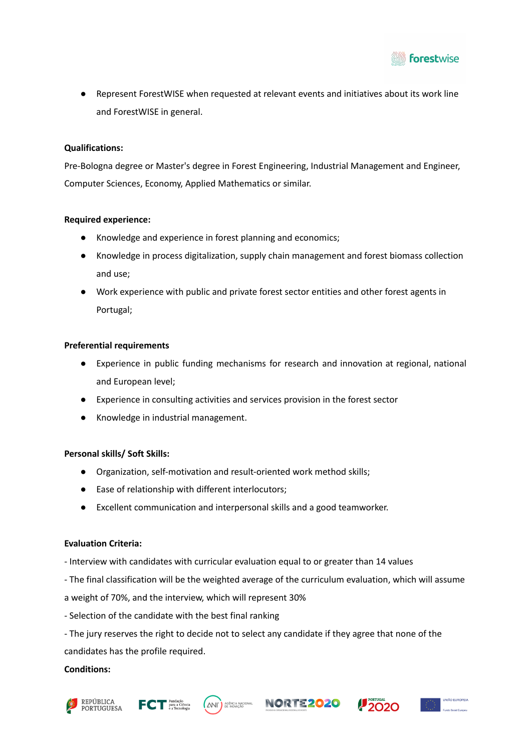- Represent ForestWISE when requested at relevant events and initiatives about its work line and ForestWISE in general.

**Qualifications:**

Pre-Bologna degree or Master's degree in Forest Engineering, Industrial Management and Engineer, Computer Sciences, Economy, Applied Mathematics or similar.

**Required experience:**

- Knowledge and experience in forest planning and economics;
- Knowledge in process digitalization, supply chain management and forest biomass collection and use;
- Work experience with public and private forest sector entities and other forest agents in Portugal;

**Preferential requirements**

- Experience in public funding mechanisms for research and innovation at regional, national and European level;
- Experience in consulting activities and services provision in the forest sector
- Knowledge in industrial management.

**Personal skills/ Soft Skills:**

- Organization, self-motivation and result-oriented work method skills;
- Ease of relationship with different interlocutors;
- Excellent communication and interpersonal skills and a good teamworker.

**Evaluation Criteria:**

- Interview with candidates with curricular evaluation equal to or greater than 14 values
- The final classification will be the weighted average of the curriculum evaluation, which will assume a weight of 70%, and the interview, which will represent 30%
- Selection of the candidate with the best final ranking
- The jury reserves the right to decide not to select any candidate if they agree that none of the candidates has the profile required.

**Conditions:**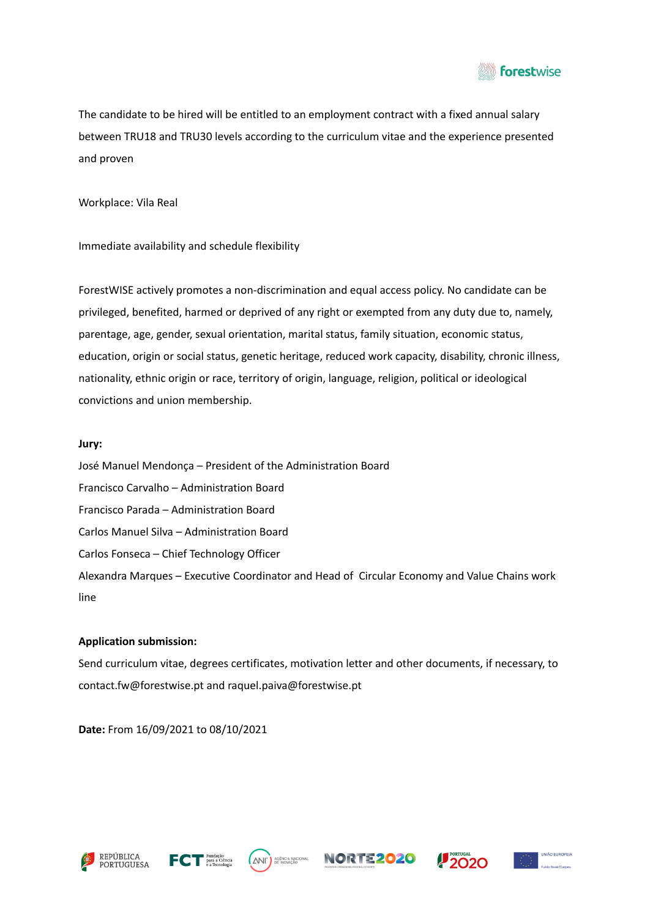The candidate to be hired will be entitled to an employment contract with a fixed annual salary between TRU18 and TRU30 levels according to the curriculum vitae and the experience presented and proven

Workplace: Vila Real

Immediate availability and schedule flexibility

ForestWISE actively promotes a non-discrimination and equal access policy. No candidate can be privileged, benefited, harmed or deprived of any right or exempted from any duty due to, namely, parentage, age, gender, sexual orientation, marital status, family situation, economic status, education, origin or social status, genetic heritage, reduced work capacity, disability, chronic illness, nationality, ethnic origin or race, territory of origin, language, religion, political or ideological convictions and union membership.

**Jury:**

José Manuel Mendonça – President of the Administration Board
Francisco Carvalho – Administration Board
Francisco Parada – Administration Board
Carlos Manuel Silva – Administration Board
Carlos Fonseca – Chief Technology Officer
Alexandra Marques – Executive Coordinator and Head of Circular Economy and Value Chains work line

**Application submission:**

Send curriculum vitae, degrees certificates, motivation letter and other documents, if necessary, to contact.fw@forestwise.pt and raquel.paiva@forestwise.pt

**Date:** From 16/09/2021 to 08/10/2021